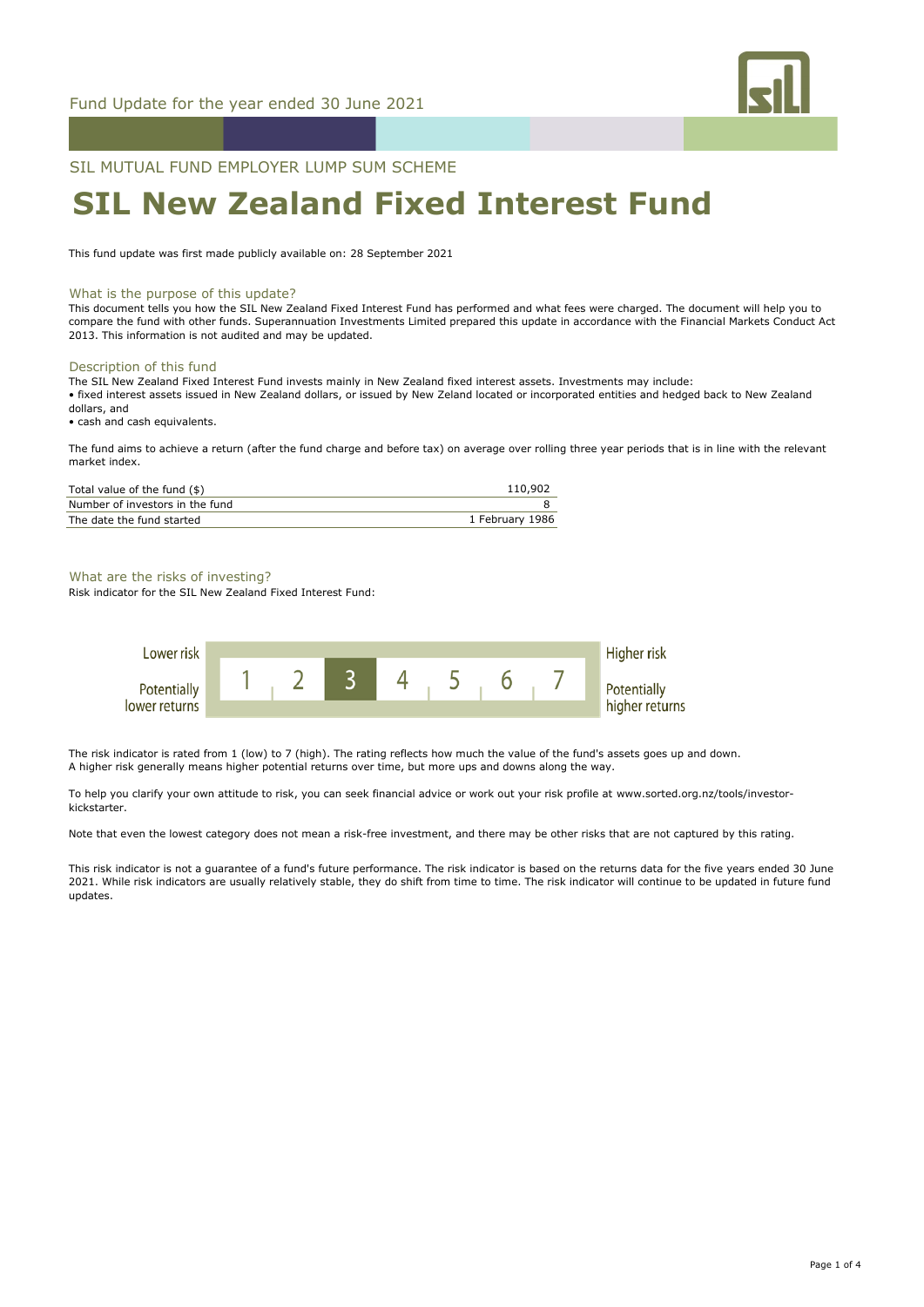Fund Update for the year ended 30 June 2021

SIL MUTUAL FUND EMPLOYER LUMP SUM SCHEME

# SIL New Zealand Fixed Interest Fund

This fund update was first made publicly available on: 28 September 2021

## What is the purpose of this update?

This document tells you how the SIL New Zealand Fixed Interest Fund has performed and what fees were charged. The document will help you to compare the fund with other funds. Superannuation Investments Limited prepared this update in accordance with the Financial Markets Conduct Act 2013. This information is not audited and may be updated.

## Description of this fund

The SIL New Zealand Fixed Interest Fund invests mainly in New Zealand fixed interest assets. Investments may include:

- fixed interest assets issued in New Zealand dollars, or issued by New Zeland located or incorporated entities and hedged back to New Zealand dollars, and
- cash and cash equivalents.

The fund aims to achieve a return (after the fund charge and before tax) on average over rolling three year periods that is in line with the relevant market index.

| | |
|---|---|
| Total value of the fund ($) | 110,902 |
| Number of investors in the fund | 8 |
| The date the fund started | 1 February 1986 |

## What are the risks of investing?

Risk indicator for the SIL New Zealand Fixed Interest Fund:

| Lower risk / Potentially lower returns | 1 | 2 | **3** | 4 | 5 | 6 | 7 | Higher risk / Potentially higher returns |
|---|---|---|---|---|---|---|---|---|

The risk indicator is rated from 1 (low) to 7 (high). The rating reflects how much the value of the fund's assets goes up and down. A higher risk generally means higher potential returns over time, but more ups and downs along the way.

To help you clarify your own attitude to risk, you can seek financial advice or work out your risk profile at www.sorted.org.nz/tools/investor-kickstarter.

Note that even the lowest category does not mean a risk-free investment, and there may be other risks that are not captured by this rating.

This risk indicator is not a guarantee of a fund's future performance. The risk indicator is based on the returns data for the five years ended 30 June 2021. While risk indicators are usually relatively stable, they do shift from time to time. The risk indicator will continue to be updated in future fund updates.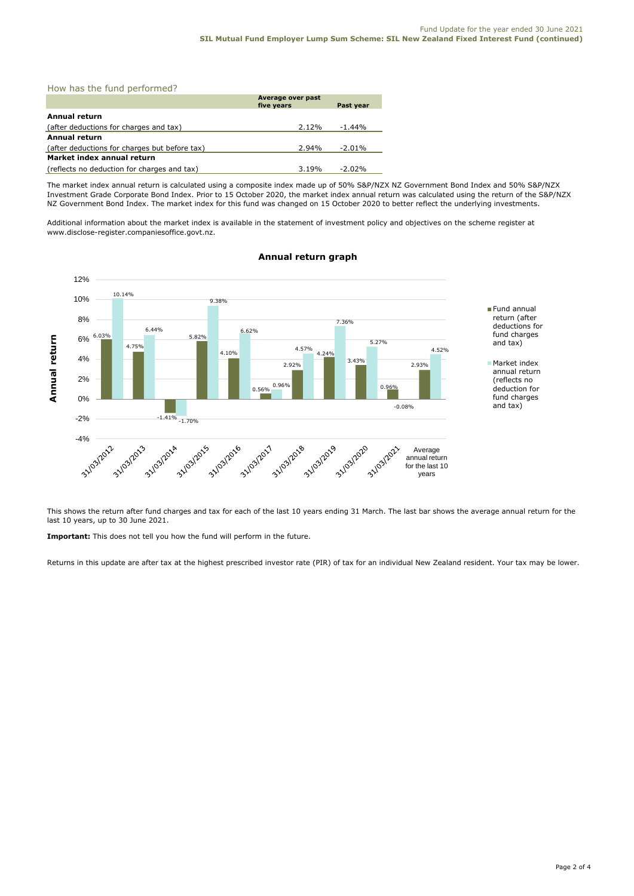## How has the fund performed?

| | Average over past five years | Past year |
|---|---|---|
| **Annual return** | | |
| (after deductions for charges and tax) | 2.12% | -1.44% |
| **Annual return** | | |
| (after deductions for charges but before tax) | 2.94% | -2.01% |
| **Market index annual return** | | |
| (reflects no deduction for charges and tax) | 3.19% | -2.02% |

The market index annual return is calculated using a composite index made up of 50% S&P/NZX NZ Government Bond Index and 50% S&P/NZX Investment Grade Corporate Bond Index. Prior to 15 October 2020, the market index annual return was calculated using the return of the S&P/NZX NZ Government Bond Index. The market index for this fund was changed on 15 October 2020 to better reflect the underlying investments.

Additional information about the market index is available in the statement of investment policy and objectives on the scheme register at www.disclose-register.companiesoffice.govt.nz.

### Annual return graph

| | Fund annual return (after deductions for fund charges and tax) | Market index annual return (reflects no deduction for fund charges and tax) |
|---|---|---|
| 31/03/2012 | 6.03% | 10.14% |
| 31/03/2013 | 4.75% | 6.44% |
| 31/03/2014 | -1.41% | -1.70% |
| 31/03/2015 | 5.82% | 9.38% |
| 31/03/2016 | 4.10% | 6.62% |
| 31/03/2017 | 0.56% | 0.96% |
| 31/03/2018 | 2.92% | 4.57% |
| 31/03/2019 | 4.24% | 7.36% |
| 31/03/2020 | 3.43% | 5.27% |
| 31/03/2021 | 0.96% | -0.08% |
| Average annual return for the last 10 years | 2.93% | 4.52% |

This shows the return after fund charges and tax for each of the last 10 years ending 31 March. The last bar shows the average annual return for the last 10 years, up to 30 June 2021.

**Important:** This does not tell you how the fund will perform in the future.

Returns in this update are after tax at the highest prescribed investor rate (PIR) of tax for an individual New Zealand resident. Your tax may be lower.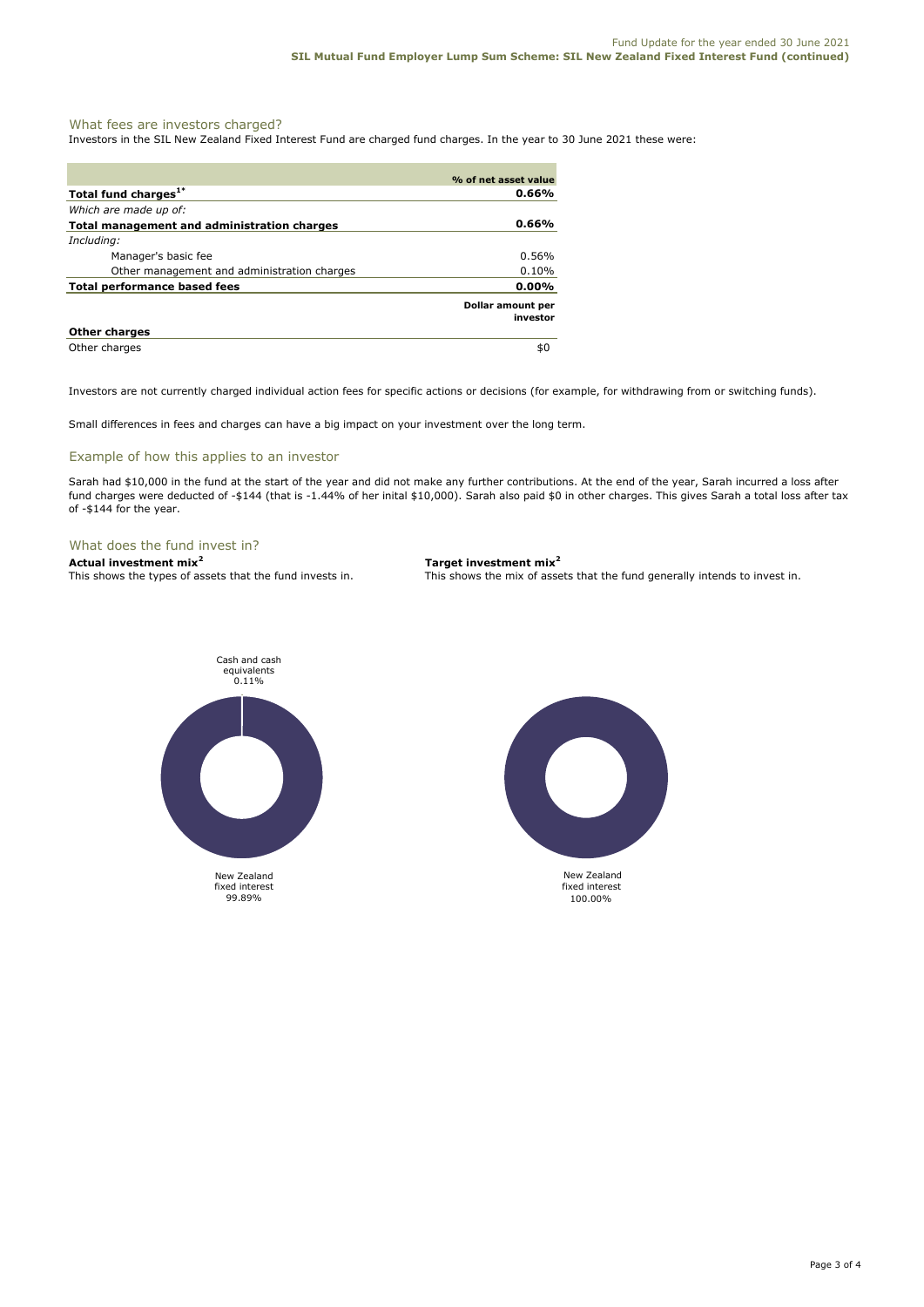## What fees are investors charged?

Investors in the SIL New Zealand Fixed Interest Fund are charged fund charges. In the year to 30 June 2021 these were:

| | % of net asset value |
|---|---|
| **Total fund charges[1*]** | **0.66%** |
| *Which are made up of:* | |
| **Total management and administration charges** | **0.66%** |
| *Including:* | |
| Manager's basic fee | 0.56% |
| Other management and administration charges | 0.10% |
| **Total performance based fees** | **0.00%** |
| | **Dollar amount per investor** |
| **Other charges** | |
| Other charges | $0 |

Investors are not currently charged individual action fees for specific actions or decisions (for example, for withdrawing from or switching funds).

Small differences in fees and charges can have a big impact on your investment over the long term.

## Example of how this applies to an investor

Sarah had $10,000 in the fund at the start of the year and did not make any further contributions. At the end of the year, Sarah incurred a loss after fund charges were deducted of -$144 (that is -1.44% of her inital $10,000). Sarah also paid $0 in other charges. This gives Sarah a total loss after tax of -$144 for the year.

## What does the fund invest in?

**Actual investment mix[2]**
This shows the types of assets that the fund invests in.

Cash and cash equivalents 0.11%

New Zealand fixed interest 99.89%

**Target investment mix[2]**
This shows the mix of assets that the fund generally intends to invest in.

New Zealand fixed interest 100.00%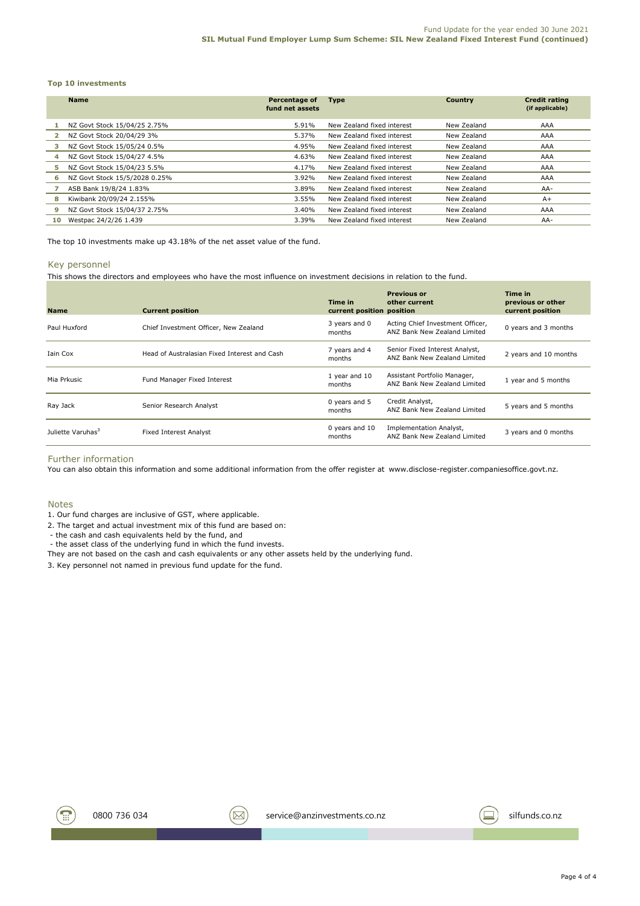### Top 10 investments

| | Name | Percentage of fund net assets | Type | Country | Credit rating (if applicable) |
|---|---|---|---|---|---|
| 1 | NZ Govt Stock 15/04/25 2.75% | 5.91% | New Zealand fixed interest | New Zealand | AAA |
| 2 | NZ Govt Stock 20/04/29 3% | 5.37% | New Zealand fixed interest | New Zealand | AAA |
| 3 | NZ Govt Stock 15/05/24 0.5% | 4.95% | New Zealand fixed interest | New Zealand | AAA |
| 4 | NZ Govt Stock 15/04/27 4.5% | 4.63% | New Zealand fixed interest | New Zealand | AAA |
| 5 | NZ Govt Stock 15/04/23 5.5% | 4.17% | New Zealand fixed interest | New Zealand | AAA |
| 6 | NZ Govt Stock 15/5/2028 0.25% | 3.92% | New Zealand fixed interest | New Zealand | AAA |
| 7 | ASB Bank 19/8/24 1.83% | 3.89% | New Zealand fixed interest | New Zealand | AA- |
| 8 | Kiwibank 20/09/24 2.155% | 3.55% | New Zealand fixed interest | New Zealand | A+ |
| 9 | NZ Govt Stock 15/04/37 2.75% | 3.40% | New Zealand fixed interest | New Zealand | AAA |
| 10 | Westpac 24/2/26 1.439 | 3.39% | New Zealand fixed interest | New Zealand | AA- |

The top 10 investments make up 43.18% of the net asset value of the fund.

## Key personnel

This shows the directors and employees who have the most influence on investment decisions in relation to the fund.

| Name | Current position | Time in current position | Previous or other current position | Time in previous or other current position |
|---|---|---|---|---|
| Paul Huxford | Chief Investment Officer, New Zealand | 3 years and 0 months | Acting Chief Investment Officer, ANZ Bank New Zealand Limited | 0 years and 3 months |
| Iain Cox | Head of Australasian Fixed Interest and Cash | 7 years and 4 months | Senior Fixed Interest Analyst, ANZ Bank New Zealand Limited | 2 years and 10 months |
| Mia Prkusic | Fund Manager Fixed Interest | 1 year and 10 months | Assistant Portfolio Manager, ANZ Bank New Zealand Limited | 1 year and 5 months |
| Ray Jack | Senior Research Analyst | 0 years and 5 months | Credit Analyst, ANZ Bank New Zealand Limited | 5 years and 5 months |
| Juliette Varuhas[3] | Fixed Interest Analyst | 0 years and 10 months | Implementation Analyst, ANZ Bank New Zealand Limited | 3 years and 0 months |

## Further information

You can also obtain this information and some additional information from the offer register at www.disclose-register.companiesoffice.govt.nz.

## Notes

1. Our fund charges are inclusive of GST, where applicable.
2. The target and actual investment mix of this fund are based on:
 - the cash and cash equivalents held by the fund, and
 - the asset class of the underlying fund in which the fund invests.

They are not based on the cash and cash equivalents or any other assets held by the underlying fund.

3. Key personnel not named in previous fund update for the fund.

0800 736 034 service@anzinvestments.co.nz silfunds.co.nz